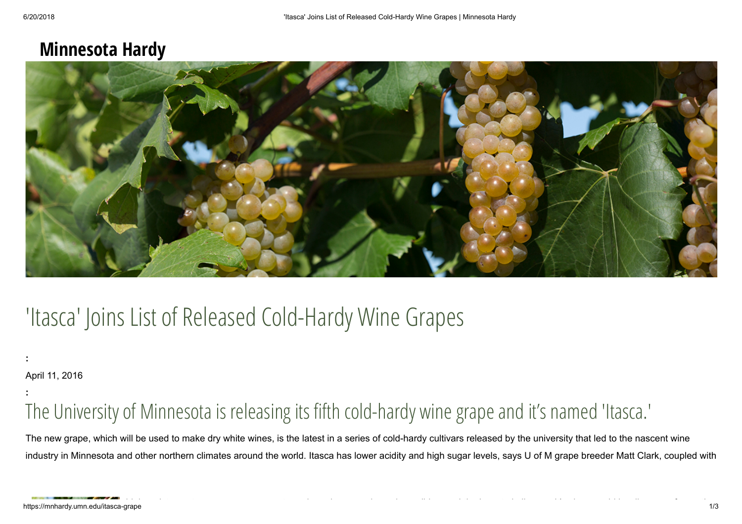# Minnesota Hardy

## 'Itasca' Joins List of Released Cold-Hardy Wine Grapes

:

April 11, 2016

:

### The University of Minnesota is releasing its fifth cold-hardy wine grape and it's named 'Itasca.'

The new grape, which will be used to make dry white wines, is the latest in a series of cold-hardy cultivars released by the university that led to the nascent wine industry in Minnesota and other northern climates around the world. Itasca has lower acidity and high sugar levels, says U of M grape breeder Matt Clark, coupled with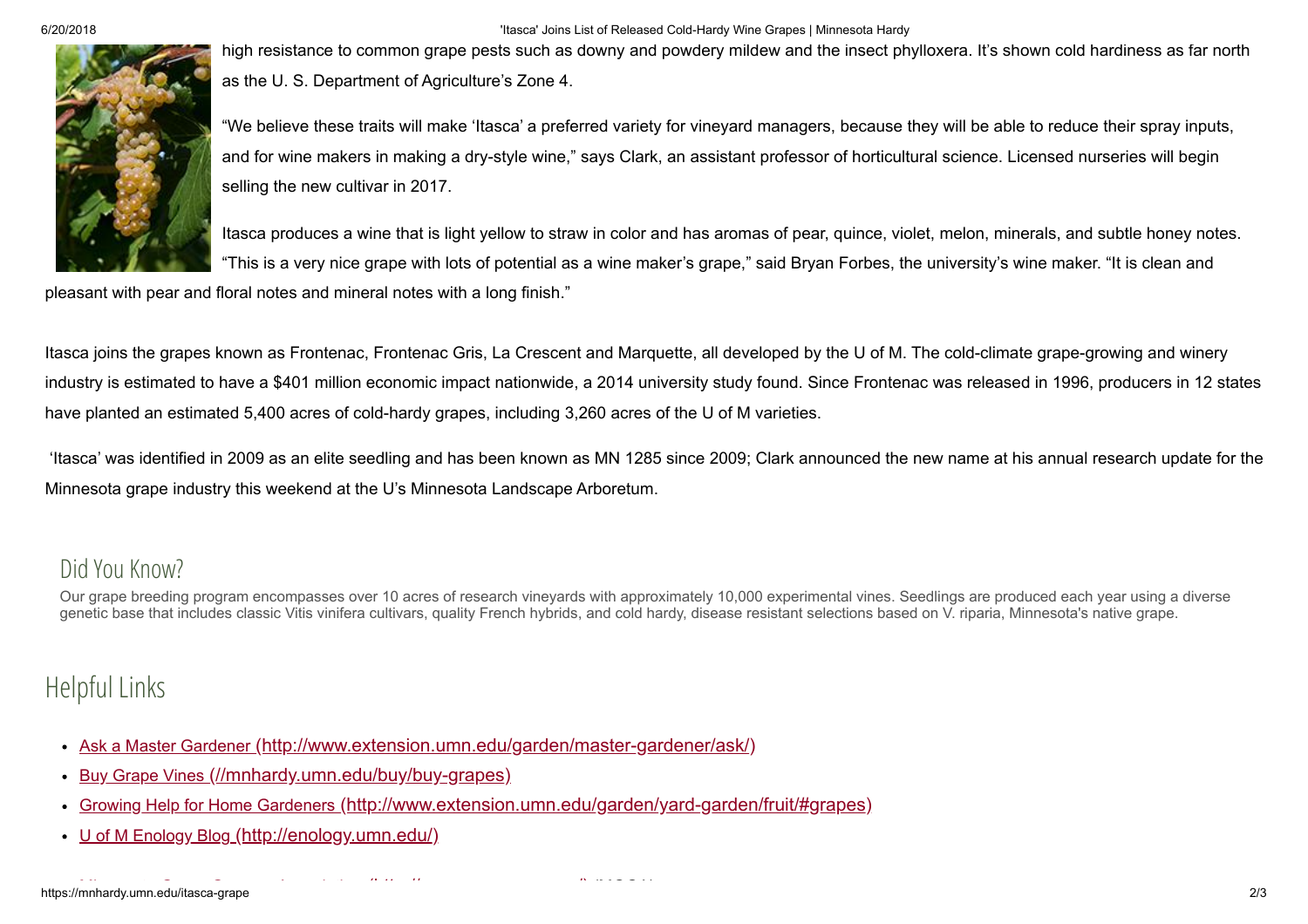high resistance to common grape pests such as downy and powdery mildew and the insect phylloxera. It's shown cold hardiness as far north as the U. S. Department of Agriculture's Zone 4.

"We believe these traits will make 'Itasca' a preferred variety for vineyard managers, because they will be able to reduce their spray inputs, and for wine makers in making a dry-style wine," says Clark, an assistant professor of horticultural science. Licensed nurseries will begin selling the new cultivar in 2017.

Itasca produces a wine that is light yellow to straw in color and has aromas of pear, quince, violet, melon, minerals, and subtle honey notes. "This is a very nice grape with lots of potential as a wine maker's grape," said Bryan Forbes, the university's wine maker. "It is clean and pleasant with pear and floral notes and mineral notes with a long finish."

Itasca joins the grapes known as Frontenac, Frontenac Gris, La Crescent and Marquette, all developed by the U of M. The cold-climate grape-growing and winery industry is estimated to have a $401 million economic impact nationwide, a 2014 university study found. Since Frontenac was released in 1996, producers in 12 states have planted an estimated 5,400 acres of cold-hardy grapes, including 3,260 acres of the U of M varieties.

'Itasca' was identified in 2009 as an elite seedling and has been known as MN 1285 since 2009; Clark announced the new name at his annual research update for the Minnesota grape industry this weekend at the U's Minnesota Landscape Arboretum.

## Did You Know?

Our grape breeding program encompasses over 10 acres of research vineyards with approximately 10,000 experimental vines. Seedlings are produced each year using a diverse genetic base that includes classic Vitis vinifera cultivars, quality French hybrids, and cold hardy, disease resistant selections based on V. riparia, Minnesota's native grape.

## Helpful Links

- Ask a Master Gardener (http://www.extension.umn.edu/garden/master-gardener/ask/)
- Buy Grape Vines (//mnhardy.umn.edu/buy/buy-grapes)
- Growing Help for Home Gardeners (http://www.extension.umn.edu/garden/yard-garden/fruit/#grapes)
- U of M Enology Blog (http://enology.umn.edu/)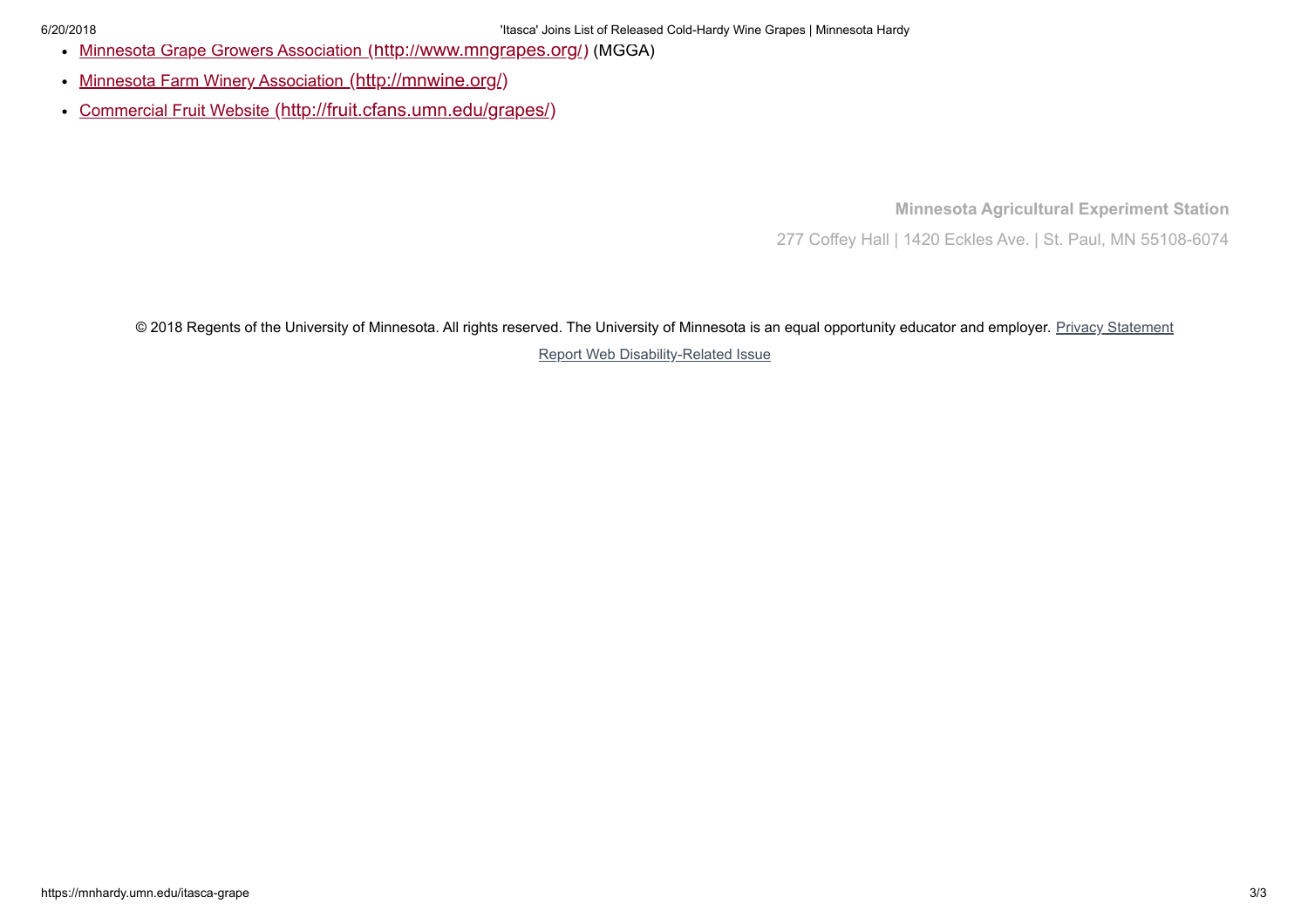- Minnesota Grape Growers Association (http://www.mngrapes.org/) (MGGA)
- Minnesota Farm Winery Association (http://mnwine.org/)
- Commercial Fruit Website (http://fruit.cfans.umn.edu/grapes/)

**Minnesota Agricultural Experiment Station**

277 Coffey Hall | 1420 Eckles Ave. | St. Paul, MN 55108-6074

© 2018 Regents of the University of Minnesota. All rights reserved. The University of Minnesota is an equal opportunity educator and employer. Privacy Statement

Report Web Disability-Related Issue